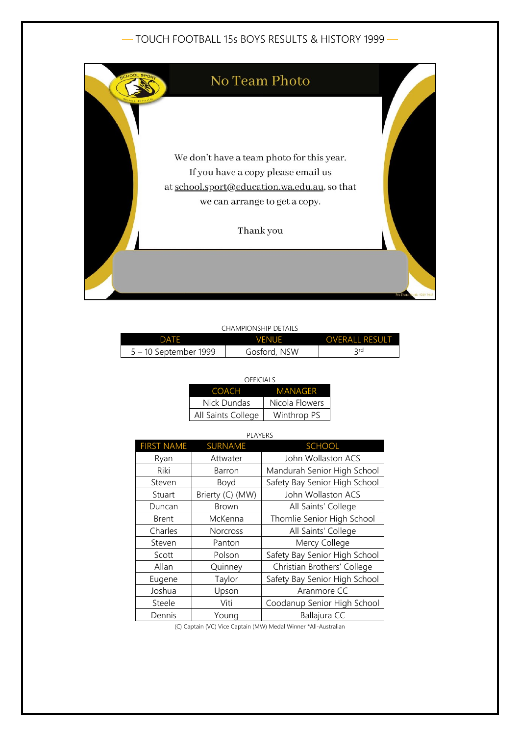# — TOUCH FOOTBALL 15s BOYS RESULTS & HISTORY 1999 —

## No Team Photo

We don't have a team photo for this year.
If you have a copy please email us
at school.sport@education.wa.edu.au, so that
we can arrange to get a copy.

Thank you

CHAMPIONSHIP DETAILS

| DATE | VENUE | OVERALL RESULT |
|---|---|---|
| 5 – 10 September 1999 | Gosford, NSW | 3rd |

OFFICIALS

| COACH | MANAGER |
|---|---|
| Nick Dundas | Nicola Flowers |
| All Saints College | Winthrop PS |

PLAYERS

| FIRST NAME | SURNAME | SCHOOL |
|---|---|---|
| Ryan | Attwater | John Wollaston ACS |
| Riki | Barron | Mandurah Senior High School |
| Steven | Boyd | Safety Bay Senior High School |
| Stuart | Brierty (C) (MW) | John Wollaston ACS |
| Duncan | Brown | All Saints' College |
| Brent | McKenna | Thornlie Senior High School |
| Charles | Norcross | All Saints' College |
| Steven | Panton | Mercy College |
| Scott | Polson | Safety Bay Senior High School |
| Allan | Quinney | Christian Brothers' College |
| Eugene | Taylor | Safety Bay Senior High School |
| Joshua | Upson | Aranmore CC |
| Steele | Viti | Coodanup Senior High School |
| Dennis | Young | Ballajura CC |

(C) Captain (VC) Vice Captain (MW) Medal Winner *All-Australian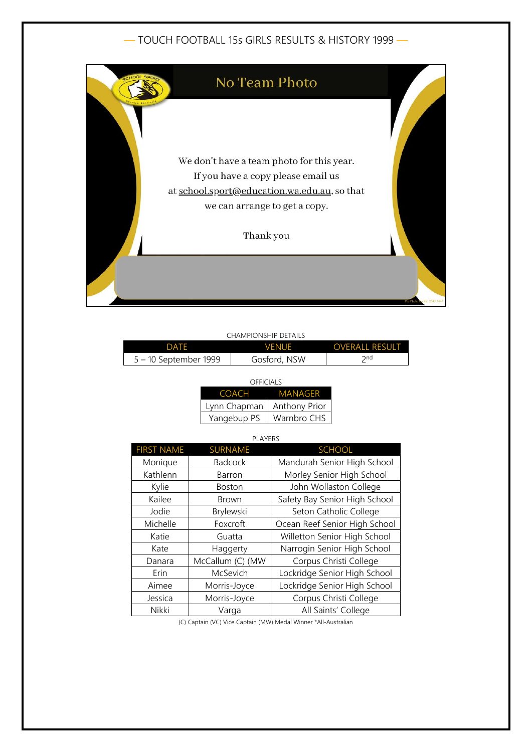# TOUCH FOOTBALL 15s GIRLS RESULTS & HISTORY 1999

## No Team Photo

We don't have a team photo for this year.
If you have a copy please email us at school.sport@education.wa.edu.au, so that we can arrange to get a copy.

Thank you

CHAMPIONSHIP DETAILS

| DATE | VENUE | OVERALL RESULT |
| --- | --- | --- |
| 5 – 10 September 1999 | Gosford, NSW | 2nd |

OFFICIALS

| COACH | MANAGER |
| --- | --- |
| Lynn Chapman | Anthony Prior |
| Yangebup PS | Warnbro CHS |

PLAYERS

| FIRST NAME | SURNAME | SCHOOL |
| --- | --- | --- |
| Monique | Badcock | Mandurah Senior High School |
| Kathlenn | Barron | Morley Senior High School |
| Kylie | Boston | John Wollaston College |
| Kailee | Brown | Safety Bay Senior High School |
| Jodie | Brylewski | Seton Catholic College |
| Michelle | Foxcroft | Ocean Reef Senior High School |
| Katie | Guatta | Willetton Senior High School |
| Kate | Haggerty | Narrogin Senior High School |
| Danara | McCallum (C) (MW | Corpus Christi College |
| Erin | McSevich | Lockridge Senior High School |
| Aimee | Morris-Joyce | Lockridge Senior High School |
| Jessica | Morris-Joyce | Corpus Christi College |
| Nikki | Varga | All Saints' College |

(C) Captain (VC) Vice Captain (MW) Medal Winner *All-Australian